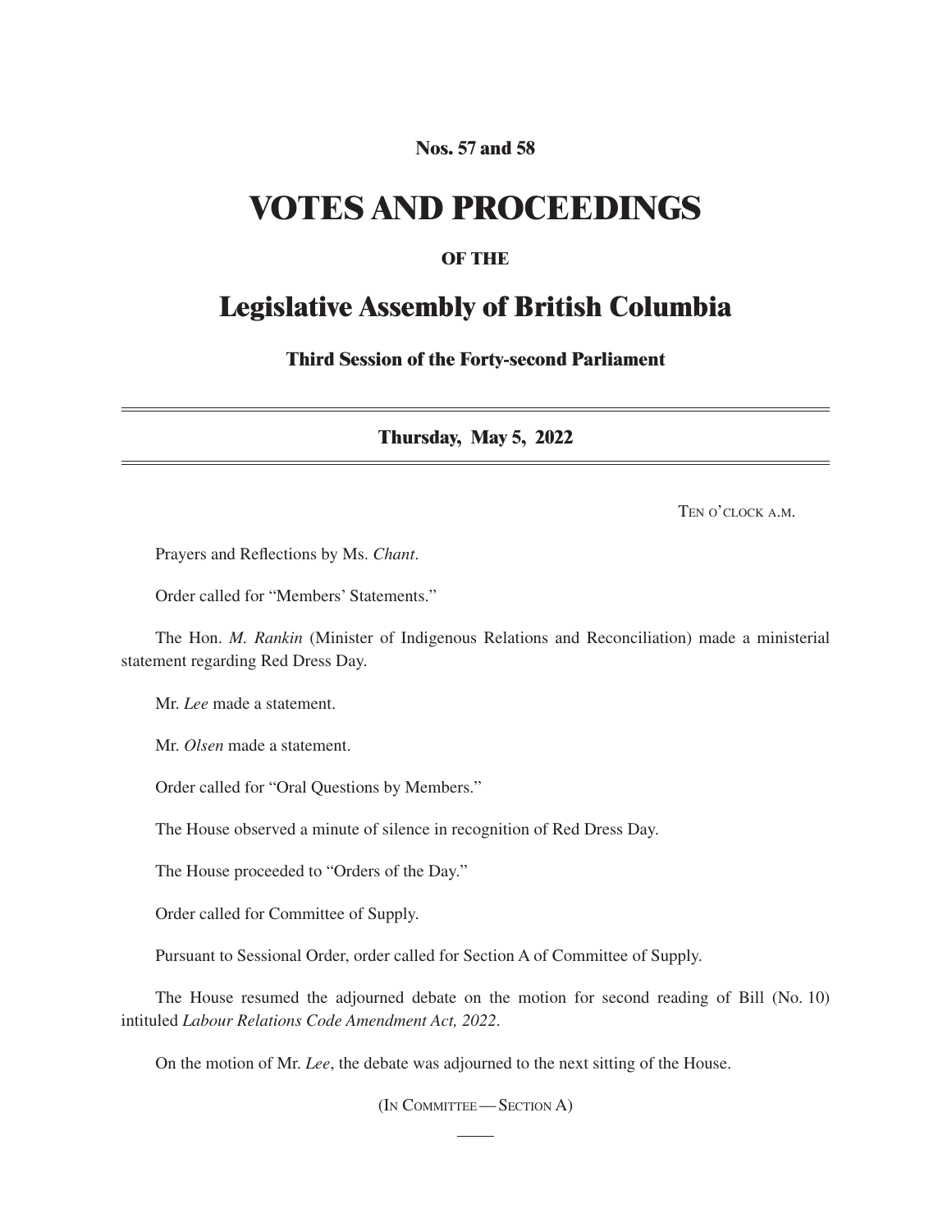**Nos. 57 and 58**

# VOTES AND PROCEEDINGS

**OF THE**

## Legislative Assembly of British Columbia

**Third Session of the Forty-second Parliament**

---

**Thursday, May 5, 2022**

---

Ten o'clock a.m.

Prayers and Reflections by Ms. *Chant*.

Order called for "Members' Statements."

The Hon. *M. Rankin* (Minister of Indigenous Relations and Reconciliation) made a ministerial statement regarding Red Dress Day.

Mr. *Lee* made a statement.

Mr. *Olsen* made a statement.

Order called for "Oral Questions by Members."

The House observed a minute of silence in recognition of Red Dress Day.

The House proceeded to "Orders of the Day."

Order called for Committee of Supply.

Pursuant to Sessional Order, order called for Section A of Committee of Supply.

The House resumed the adjourned debate on the motion for second reading of Bill (No. 10) intituled *Labour Relations Code Amendment Act, 2022*.

On the motion of Mr. *Lee*, the debate was adjourned to the next sitting of the House.

(In Committee — Section A)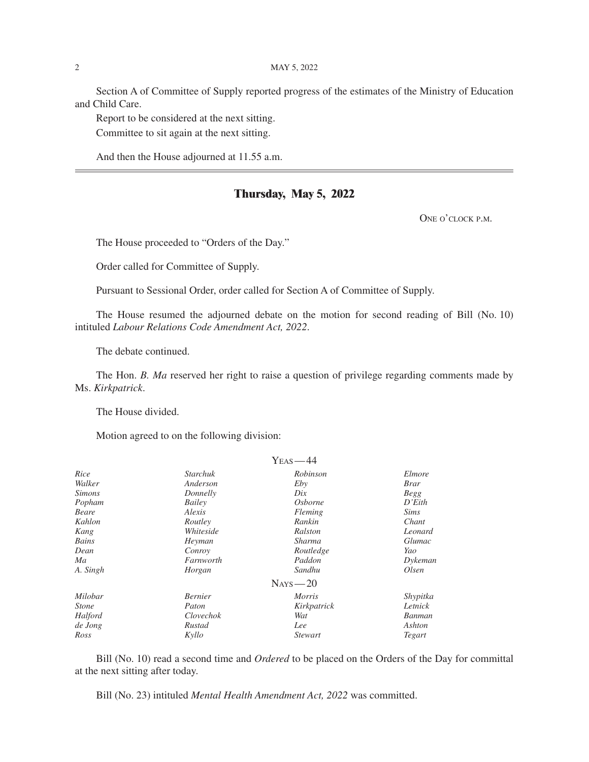Section A of Committee of Supply reported progress of the estimates of the Ministry of Education and Child Care.

Report to be considered at the next sitting.

Committee to sit again at the next sitting.

And then the House adjourned at 11.55 a.m.

---

## Thursday, May 5, 2022

One o'clock p.m.

The House proceeded to "Orders of the Day."

Order called for Committee of Supply.

Pursuant to Sessional Order, order called for Section A of Committee of Supply.

The House resumed the adjourned debate on the motion for second reading of Bill (No. 10) intituled *Labour Relations Code Amendment Act, 2022*.

The debate continued.

The Hon. *B. Ma* reserved her right to raise a question of privilege regarding comments made by Ms. *Kirkpatrick*.

The House divided.

Motion agreed to on the following division:

Yeas — 44

| | | | |
|---|---|---|---|
| *Rice* | *Starchuk* | *Robinson* | *Elmore* |
| *Walker* | *Anderson* | *Eby* | *Brar* |
| *Simons* | *Donnelly* | *Dix* | *Begg* |
| *Popham* | *Bailey* | *Osborne* | *D'Eith* |
| *Beare* | *Alexis* | *Fleming* | *Sims* |
| *Kahlon* | *Routley* | *Rankin* | *Chant* |
| *Kang* | *Whiteside* | *Ralston* | *Leonard* |
| *Bains* | *Heyman* | *Sharma* | *Glumac* |
| *Dean* | *Conroy* | *Routledge* | *Yao* |
| *Ma* | *Farnworth* | *Paddon* | *Dykeman* |
| *A. Singh* | *Horgan* | *Sandhu* | *Olsen* |

Nays — 20

| | | | |
|---|---|---|---|
| *Milobar* | *Bernier* | *Morris* | *Shypitka* |
| *Stone* | *Paton* | *Kirkpatrick* | *Letnick* |
| *Halford* | *Clovechok* | *Wat* | *Banman* |
| *de Jong* | *Rustad* | *Lee* | *Ashton* |
| *Ross* | *Kyllo* | *Stewart* | *Tegart* |

Bill (No. 10) read a second time and *Ordered* to be placed on the Orders of the Day for committal at the next sitting after today.

Bill (No. 23) intituled *Mental Health Amendment Act, 2022* was committed.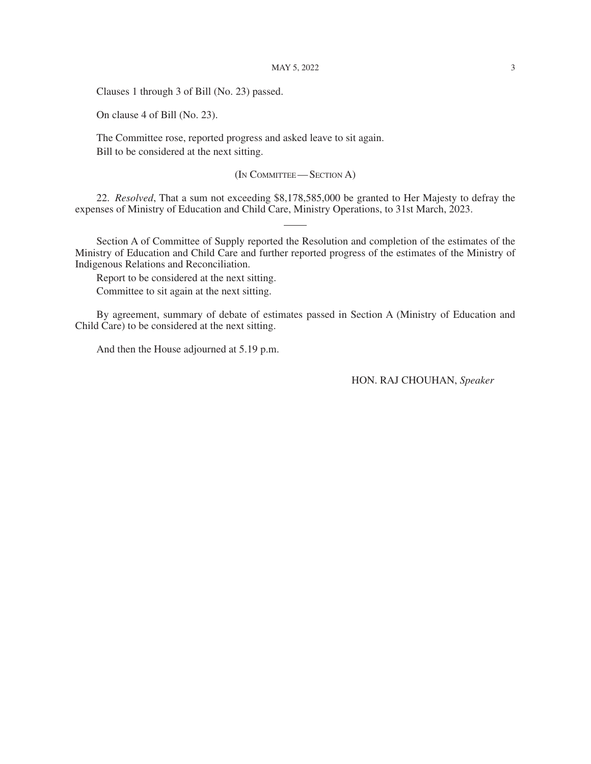Clauses 1 through 3 of Bill (No. 23) passed.

On clause 4 of Bill (No. 23).

The Committee rose, reported progress and asked leave to sit again.

Bill to be considered at the next sitting.

(In Committee — Section A)

22. *Resolved*, That a sum not exceeding $8,178,585,000 be granted to Her Majesty to defray the expenses of Ministry of Education and Child Care, Ministry Operations, to 31st March, 2023.

---

Section A of Committee of Supply reported the Resolution and completion of the estimates of the Ministry of Education and Child Care and further reported progress of the estimates of the Ministry of Indigenous Relations and Reconciliation.

Report to be considered at the next sitting.

Committee to sit again at the next sitting.

By agreement, summary of debate of estimates passed in Section A (Ministry of Education and Child Care) to be considered at the next sitting.

And then the House adjourned at 5.19 p.m.

HON. RAJ CHOUHAN, *Speaker*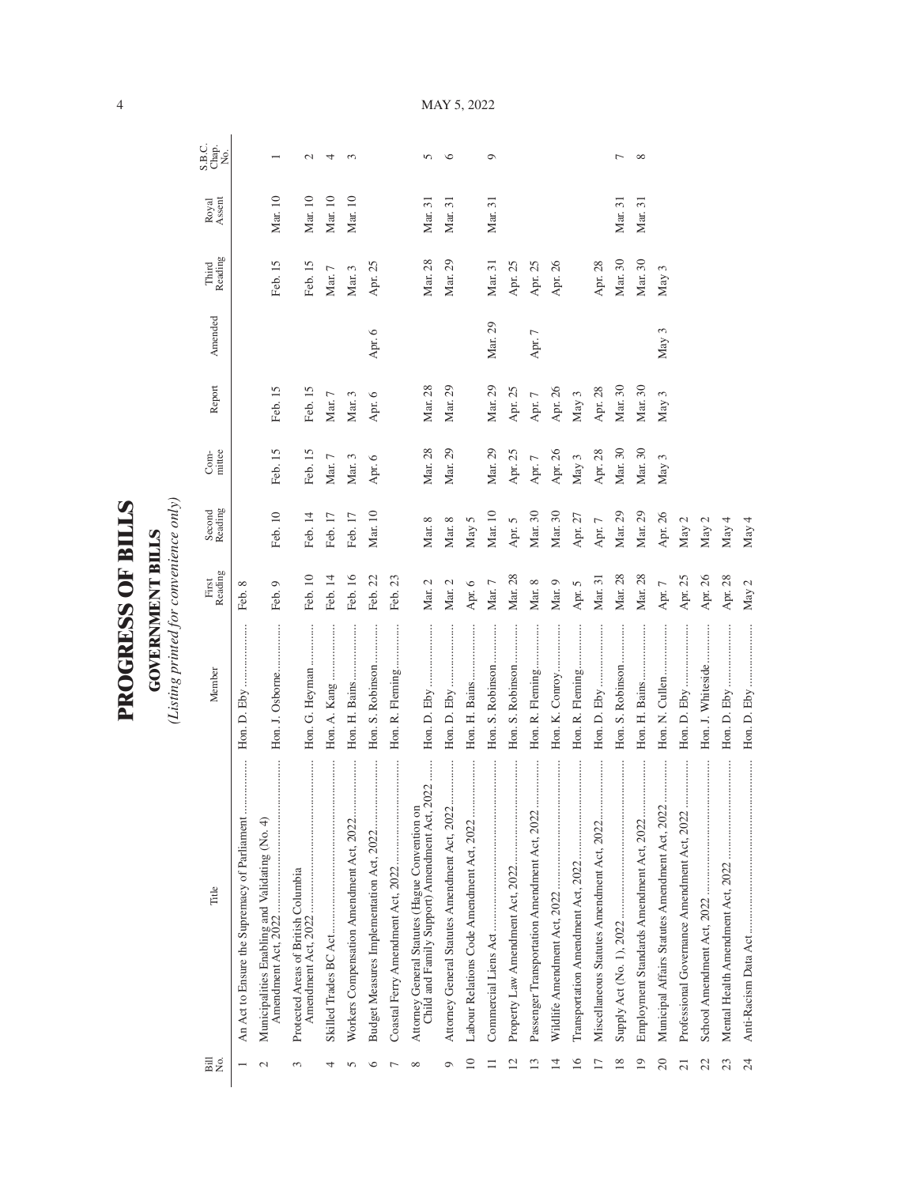# PROGRESS OF BILLS

## GOVERNMENT BILLS

*(Listing printed for convenience only)*

| Bill No. | Title | Member | First Reading | Second Reading | Com-mittee | Report | Amended | Third Reading | Royal Assent | S.B.C. Chap. No. |
|---|---|---|---|---|---|---|---|---|---|---|
| 1 | An Act to Ensure the Supremacy of Parliament | Hon. D. Eby | Feb. 8 | | | | | | | |
| 2 | Municipalities Enabling and Validating (No. 4) Amendment Act, 2022 | Hon. J. Osborne | Feb. 9 | Feb. 10 | Feb. 15 | Feb. 15 | | Feb. 15 | Mar. 10 | 1 |
| 3 | Protected Areas of British Columbia Amendment Act, 2022 | Hon. G. Heyman | Feb. 10 | Feb. 14 | Feb. 15 | Feb. 15 | | Feb. 15 | Mar. 10 | 2 |
| 4 | Skilled Trades BC Act | Hon. A. Kang | Feb. 14 | Feb. 17 | Mar. 7 | Mar. 7 | | Mar. 7 | Mar. 10 | 4 |
| 5 | Workers Compensation Amendment Act, 2022 | Hon. H. Bains | Feb. 16 | Feb. 17 | Mar. 3 | Mar. 3 | | Mar. 3 | Mar. 10 | 3 |
| 6 | Budget Measures Implementation Act, 2022 | Hon. S. Robinson | Feb. 22 | Mar. 10 | Apr. 6 | Apr. 6 | Apr. 6 | Apr. 25 | | |
| 7 | Coastal Ferry Amendment Act, 2022 | Hon. R. Fleming | Feb. 23 | | | | | | | |
| 8 | Attorney General Statutes (Hague Convention on Child and Family Support) Amendment Act, 2022 | Hon. D. Eby | Mar. 2 | Mar. 8 | Mar. 28 | Mar. 28 | | Mar. 28 | Mar. 31 | 5 |
| 9 | Attorney General Statutes Amendment Act, 2022 | Hon. D. Eby | Mar. 2 | Mar. 8 | Mar. 29 | Mar. 29 | | Mar. 29 | Mar. 31 | 6 |
| 10 | Labour Relations Code Amendment Act, 2022 | Hon. H. Bains | Apr. 6 | May 5 | | | | | | |
| 11 | Commercial Liens Act | Hon. S. Robinson | Mar. 7 | Mar. 10 | Mar. 29 | Mar. 29 | Mar. 29 | Mar. 31 | Mar. 31 | 9 |
| 12 | Property Law Amendment Act, 2022 | Hon. S. Robinson | Mar. 28 | Apr. 5 | Apr. 25 | Apr. 25 | | Apr. 25 | | |
| 13 | Passenger Transportation Amendment Act, 2022 | Hon. R. Fleming | Mar. 8 | Mar. 30 | Apr. 7 | Apr. 7 | Apr. 7 | Apr. 25 | | |
| 14 | Wildlife Amendment Act, 2022 | Hon. K. Conroy | Mar. 9 | Mar. 30 | Apr. 26 | Apr. 26 | | Apr. 26 | | |
| 16 | Transportation Amendment Act, 2022 | Hon. R. Fleming | Apr. 5 | Apr. 27 | May 3 | May 3 | | | | |
| 17 | Miscellaneous Statutes Amendment Act, 2022 | Hon. D. Eby | Mar. 31 | Apr. 7 | Apr. 28 | Apr. 28 | | Apr. 28 | | |
| 18 | Supply Act (No. 1), 2022 | Hon. S. Robinson | Mar. 28 | Mar. 29 | Mar. 30 | Mar. 30 | | Mar. 30 | Mar. 31 | 7 |
| 19 | Employment Standards Amendment Act, 2022 | Hon. H. Bains | Mar. 28 | Mar. 29 | Mar. 30 | Mar. 30 | | Mar. 30 | Mar. 31 | 8 |
| 20 | Municipal Affairs Statutes Amendment Act, 2022 | Hon. N. Cullen | Apr. 7 | Apr. 26 | May 3 | May 3 | May 3 | May 3 | | |
| 21 | Professional Governance Amendment Act, 2022 | Hon. D. Eby | Apr. 25 | May 2 | | | | | | |
| 22 | School Amendment Act, 2022 | Hon. J. Whiteside | Apr. 26 | May 2 | | | | | | |
| 23 | Mental Health Amendment Act, 2022 | Hon. D. Eby | Apr. 28 | May 4 | | | | | | |
| 24 | Anti-Racism Data Act | Hon. D. Eby | May 2 | May 4 | | | | | | |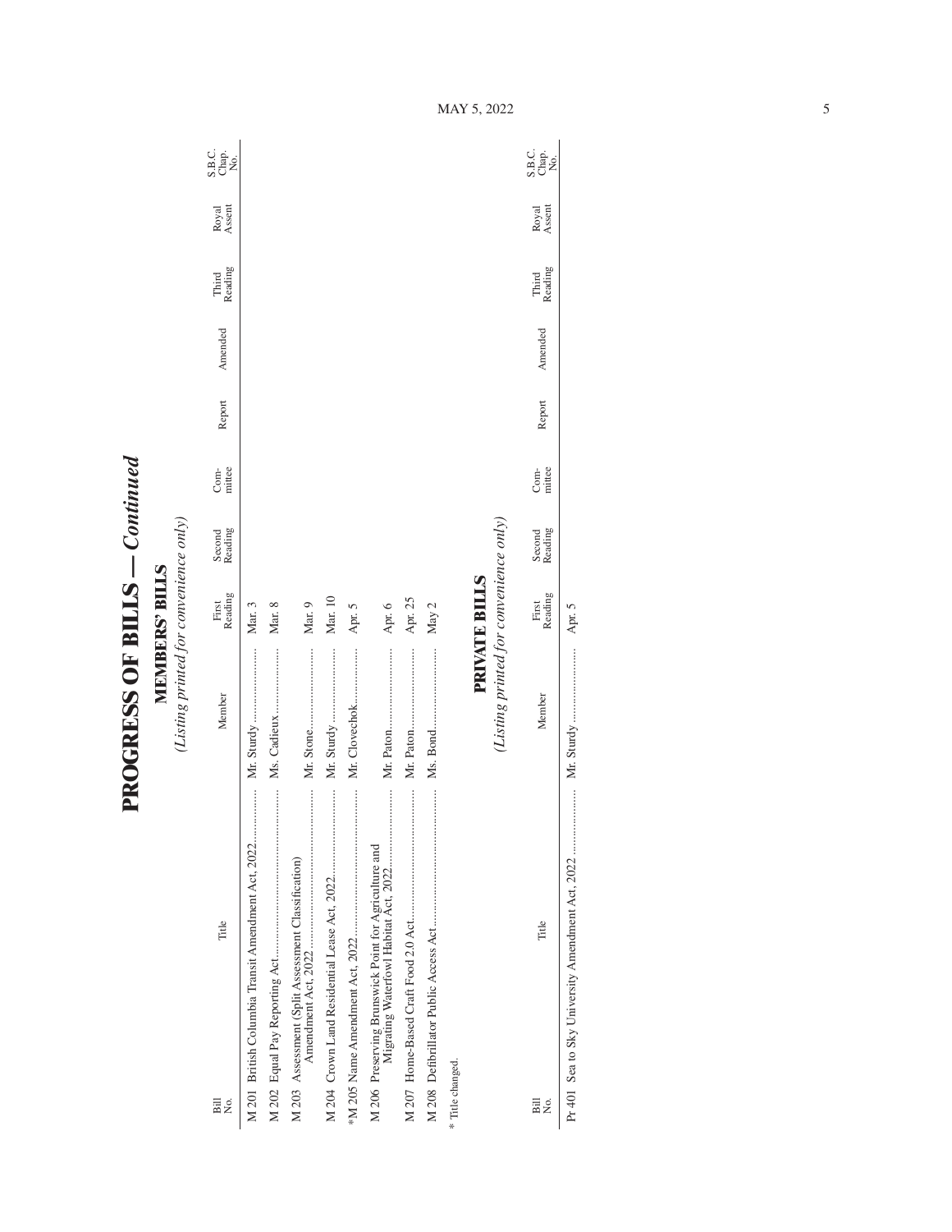# PROGRESS OF BILLS — *Continued*

## MEMBERS' BILLS

*(Listing printed for convenience only)*

| Bill No. | Title | Member | First Reading | Second Reading | Com-mittee | Report | Amended | Third Reading | Royal Assent | S.B.C. Chap. No. |
|---|---|---|---|---|---|---|---|---|---|---|
| M 201 | British Columbia Transit Amendment Act, 2022 | Mr. Sturdy | Mar. 3 | | | | | | | |
| M 202 | Equal Pay Reporting Act | Ms. Cadieux | Mar. 8 | | | | | | | |
| M 203 | Assessment (Split Assessment Classification) Amendment Act, 2022 | Mr. Stone | Mar. 9 | | | | | | | |
| M 204 | Crown Land Residential Lease Act, 2022 | Mr. Sturdy | Mar. 10 | | | | | | | |
| *M 205 | Name Amendment Act, 2022 | Mr. Clovechok | Apr. 5 | | | | | | | |
| M 206 | Preserving Brunswick Point for Agriculture and Migrating Waterfowl Habitat Act, 2022 | Mr. Paton | Apr. 6 | | | | | | | |
| M 207 | Home-Based Craft Food 2.0 Act | Mr. Paton | Apr. 25 | | | | | | | |
| M 208 | Defibrillator Public Access Act | Ms. Bond | May 2 | | | | | | | |

\* Title changed.

## PRIVATE BILLS

*(Listing printed for convenience only)*

| Bill No. | Title | Member | First Reading | Second Reading | Com-mittee | Report | Amended | Third Reading | Royal Assent | S.B.C. Chap. No. |
|---|---|---|---|---|---|---|---|---|---|---|
| Pr 401 | Sea to Sky University Amendment Act, 2022 | Mr. Sturdy | Apr. 5 | | | | | | | |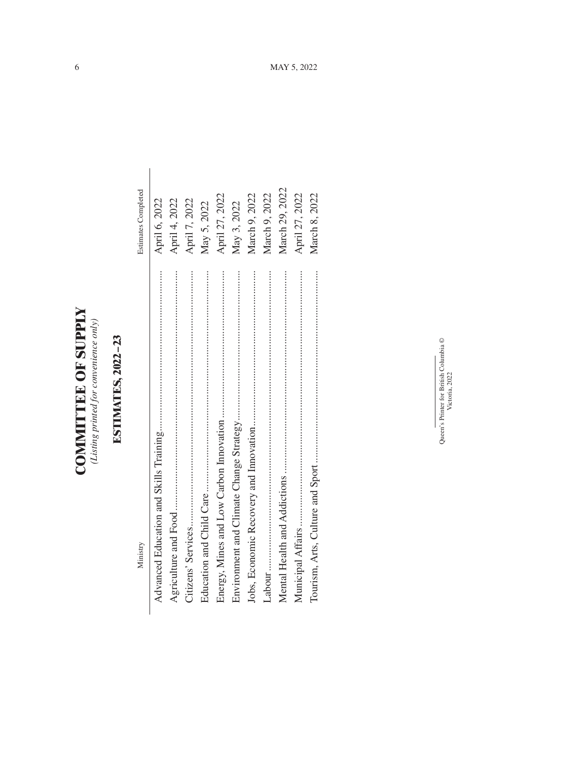# COMMITTEE OF SUPPLY

*(Listing printed for convenience only)*

## ESTIMATES, 2022–23

| Ministry | Estimates Completed |
|---|---|
| Advanced Education and Skills Training | April 6, 2022 |
| Agriculture and Food | April 4, 2022 |
| Citizens' Services | April 7, 2022 |
| Education and Child Care | May 5, 2022 |
| Energy, Mines and Low Carbon Innovation | April 27, 2022 |
| Environment and Climate Change Strategy | May 3, 2022 |
| Jobs, Economic Recovery and Innovation | March 9, 2022 |
| Labour | March 9, 2022 |
| Mental Health and Addictions | March 29, 2022 |
| Municipal Affairs | April 27, 2022 |
| Tourism, Arts, Culture and Sport | March 8, 2022 |

Queen's Printer for British Columbia ©
Victoria, 2022